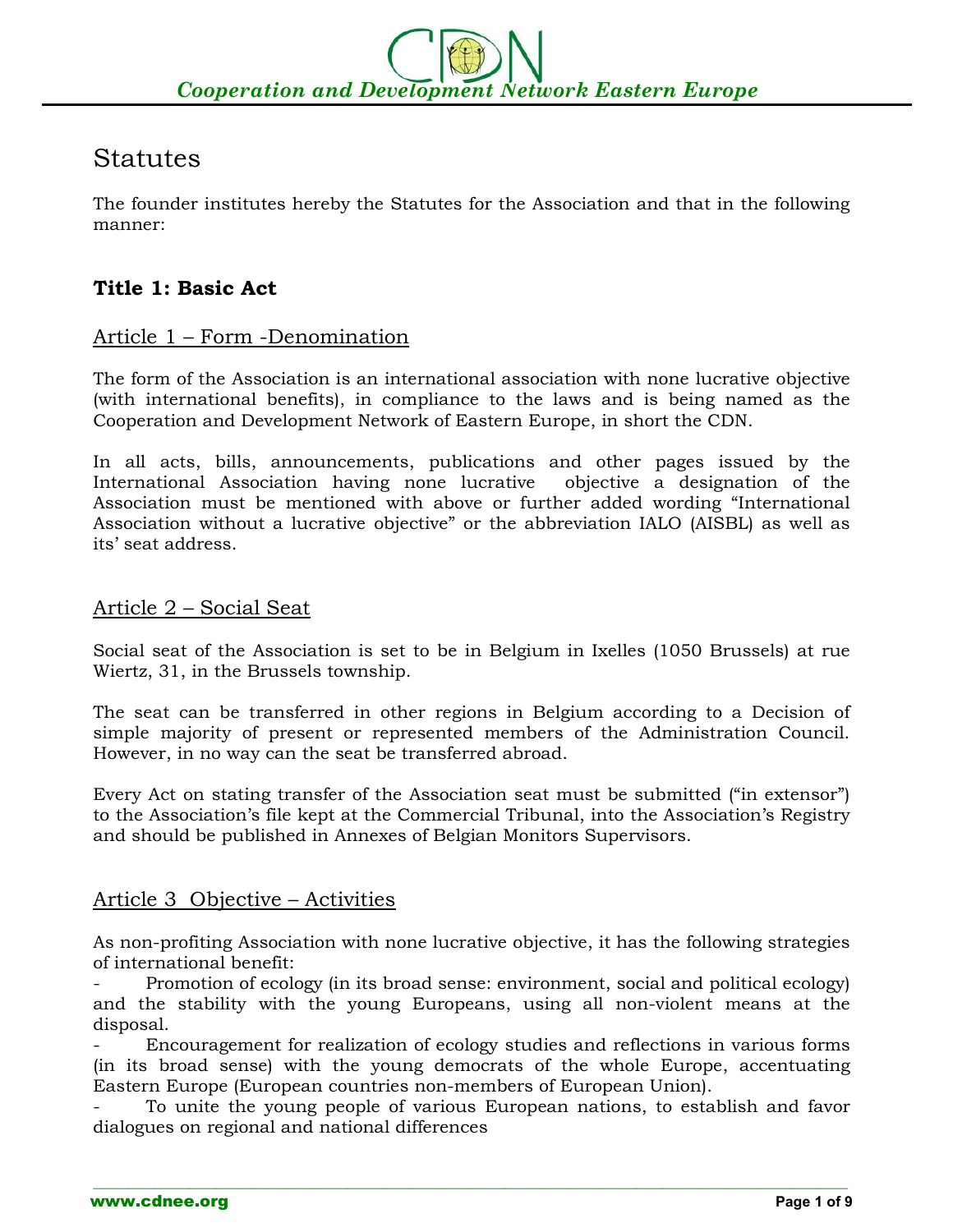# Statutes

The founder institutes hereby the Statutes for the Association and that in the following manner:

## Title 1: Basic Act

### Article 1 – Form -Denomination

The form of the Association is an international association with none lucrative objective (with international benefits), in compliance to the laws and is being named as the Cooperation and Development Network of Eastern Europe, in short the CDN.

In all acts, bills, announcements, publications and other pages issued by the International Association having none lucrative objective a designation of the Association must be mentioned with above or further added wording "International Association without a lucrative objective" or the abbreviation IALO (AISBL) as well as its' seat address.

### Article 2 – Social Seat

Social seat of the Association is set to be in Belgium in Ixelles (1050 Brussels) at rue Wiertz, 31, in the Brussels township.

The seat can be transferred in other regions in Belgium according to a Decision of simple majority of present or represented members of the Administration Council. However, in no way can the seat be transferred abroad.

Every Act on stating transfer of the Association seat must be submitted ("in extensor") to the Association's file kept at the Commercial Tribunal, into the Association's Registry and should be published in Annexes of Belgian Monitors Supervisors.

### Article 3 Objective – Activities

As non-profiting Association with none lucrative objective, it has the following strategies of international benefit:

- Promotion of ecology (in its broad sense: environment, social and political ecology) and the stability with the young Europeans, using all non-violent means at the disposal.
- Encouragement for realization of ecology studies and reflections in various forms (in its broad sense) with the young democrats of the whole Europe, accentuating Eastern Europe (European countries non-members of European Union).
- To unite the young people of various European nations, to establish and favor dialogues on regional and national differences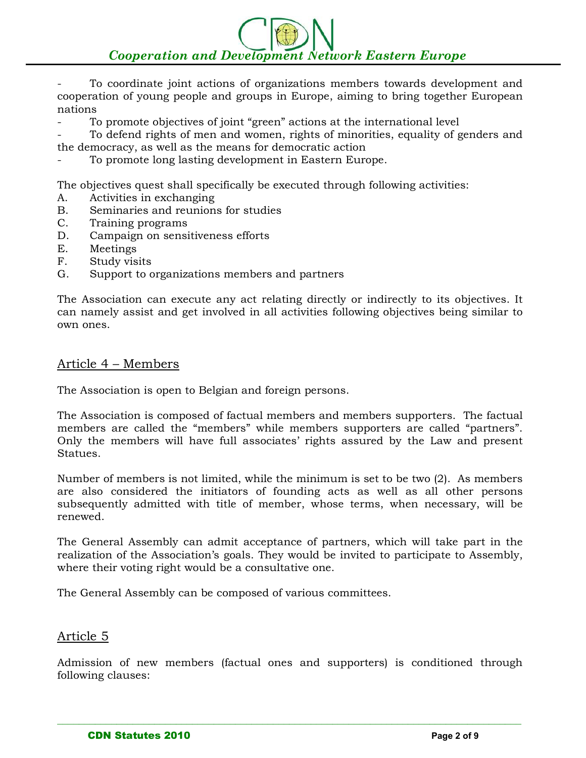- To coordinate joint actions of organizations members towards development and cooperation of young people and groups in Europe, aiming to bring together European nations
- To promote objectives of joint "green" actions at the international level
- To defend rights of men and women, rights of minorities, equality of genders and the democracy, as well as the means for democratic action
- To promote long lasting development in Eastern Europe.

The objectives quest shall specifically be executed through following activities:

A. Activities in exchanging
B. Seminaries and reunions for studies
C. Training programs
D. Campaign on sensitiveness efforts
E. Meetings
F. Study visits
G. Support to organizations members and partners

The Association can execute any act relating directly or indirectly to its objectives. It can namely assist and get involved in all activities following objectives being similar to own ones.

## Article 4 – Members

The Association is open to Belgian and foreign persons.

The Association is composed of factual members and members supporters. The factual members are called the "members" while members supporters are called "partners". Only the members will have full associates' rights assured by the Law and present Statues.

Number of members is not limited, while the minimum is set to be two (2). As members are also considered the initiators of founding acts as well as all other persons subsequently admitted with title of member, whose terms, when necessary, will be renewed.

The General Assembly can admit acceptance of partners, which will take part in the realization of the Association's goals. They would be invited to participate to Assembly, where their voting right would be a consultative one.

The General Assembly can be composed of various committees.

## Article 5

Admission of new members (factual ones and supporters) is conditioned through following clauses: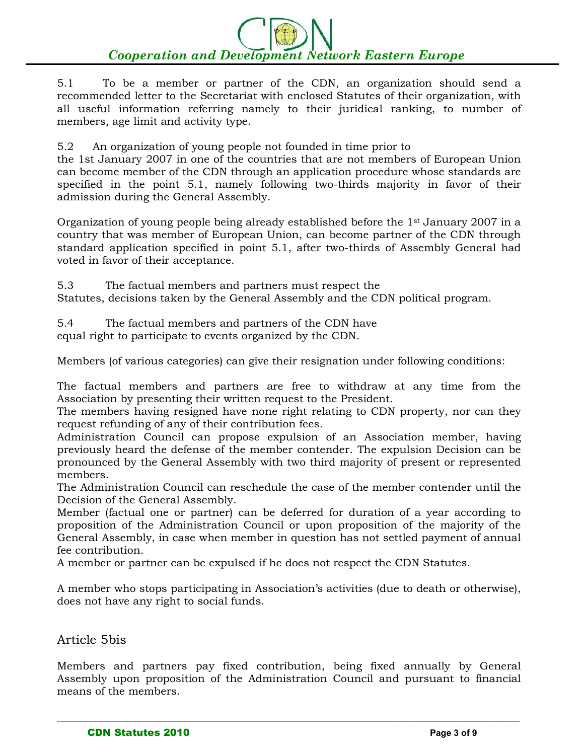5.1 To be a member or partner of the CDN, an organization should send a recommended letter to the Secretariat with enclosed Statutes of their organization, with all useful information referring namely to their juridical ranking, to number of members, age limit and activity type.

5.2 An organization of young people not founded in time prior to the 1st January 2007 in one of the countries that are not members of European Union can become member of the CDN through an application procedure whose standards are specified in the point 5.1, namely following two-thirds majority in favor of their admission during the General Assembly.

Organization of young people being already established before the 1st January 2007 in a country that was member of European Union, can become partner of the CDN through standard application specified in point 5.1, after two-thirds of Assembly General had voted in favor of their acceptance.

5.3 The factual members and partners must respect the Statutes, decisions taken by the General Assembly and the CDN political program.

5.4 The factual members and partners of the CDN have equal right to participate to events organized by the CDN.

Members (of various categories) can give their resignation under following conditions:

The factual members and partners are free to withdraw at any time from the Association by presenting their written request to the President.
The members having resigned have none right relating to CDN property, nor can they request refunding of any of their contribution fees.
Administration Council can propose expulsion of an Association member, having previously heard the defense of the member contender. The expulsion Decision can be pronounced by the General Assembly with two third majority of present or represented members.
The Administration Council can reschedule the case of the member contender until the Decision of the General Assembly.
Member (factual one or partner) can be deferred for duration of a year according to proposition of the Administration Council or upon proposition of the majority of the General Assembly, in case when member in question has not settled payment of annual fee contribution.
A member or partner can be expulsed if he does not respect the CDN Statutes.

A member who stops participating in Association's activities (due to death or otherwise), does not have any right to social funds.

## Article 5bis

Members and partners pay fixed contribution, being fixed annually by General Assembly upon proposition of the Administration Council and pursuant to financial means of the members.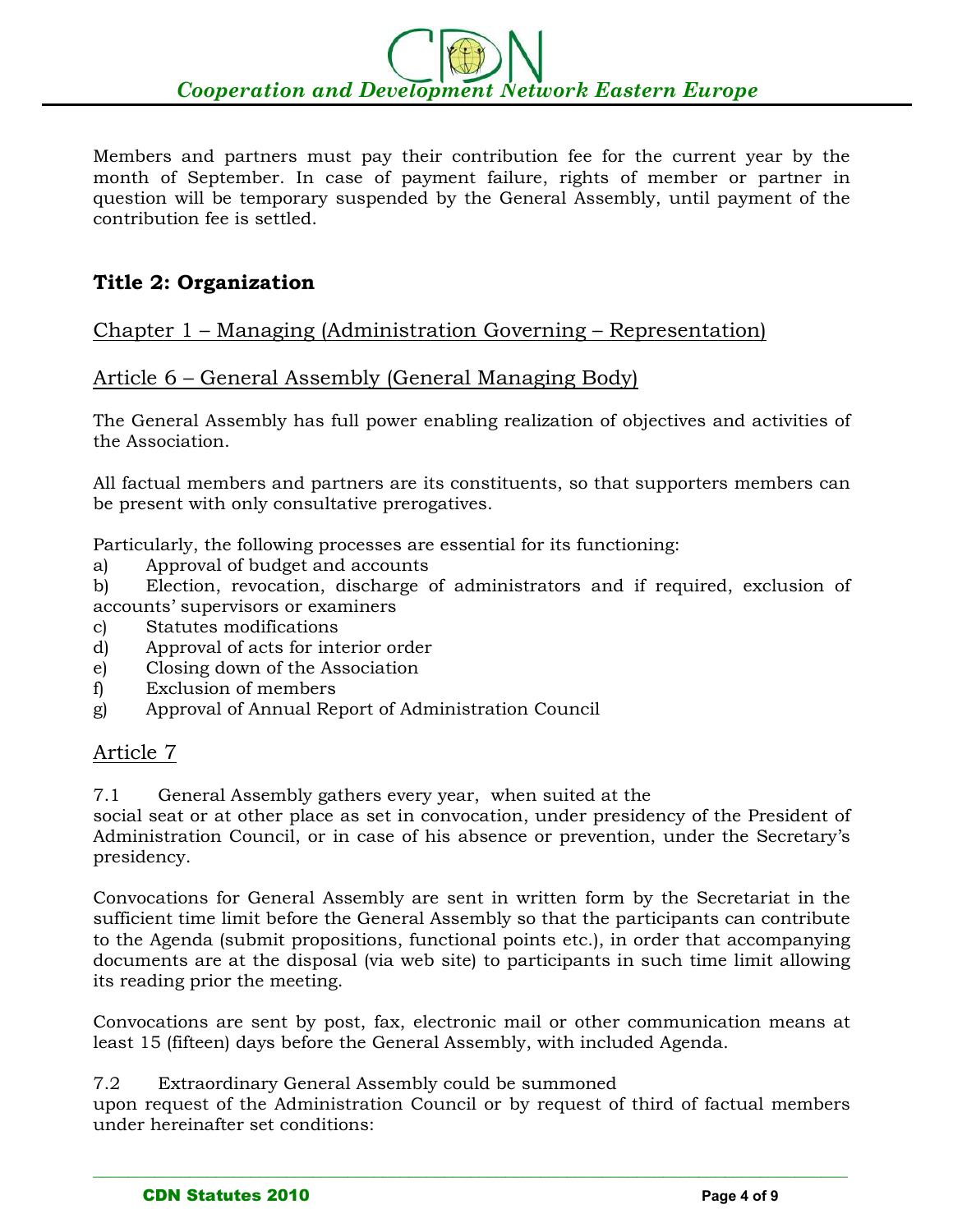Members and partners must pay their contribution fee for the current year by the month of September. In case of payment failure, rights of member or partner in question will be temporary suspended by the General Assembly, until payment of the contribution fee is settled.

## Title 2: Organization

### Chapter 1 – Managing (Administration Governing – Representation)

### Article 6 – General Assembly (General Managing Body)

The General Assembly has full power enabling realization of objectives and activities of the Association.

All factual members and partners are its constituents, so that supporters members can be present with only consultative prerogatives.

Particularly, the following processes are essential for its functioning:

a) Approval of budget and accounts
b) Election, revocation, discharge of administrators and if required, exclusion of accounts' supervisors or examiners
c) Statutes modifications
d) Approval of acts for interior order
e) Closing down of the Association
f) Exclusion of members
g) Approval of Annual Report of Administration Council

### Article 7

7.1 General Assembly gathers every year, when suited at the social seat or at other place as set in convocation, under presidency of the President of Administration Council, or in case of his absence or prevention, under the Secretary's presidency.

Convocations for General Assembly are sent in written form by the Secretariat in the sufficient time limit before the General Assembly so that the participants can contribute to the Agenda (submit propositions, functional points etc.), in order that accompanying documents are at the disposal (via web site) to participants in such time limit allowing its reading prior the meeting.

Convocations are sent by post, fax, electronic mail or other communication means at least 15 (fifteen) days before the General Assembly, with included Agenda.

7.2 Extraordinary General Assembly could be summoned upon request of the Administration Council or by request of third of factual members under hereinafter set conditions: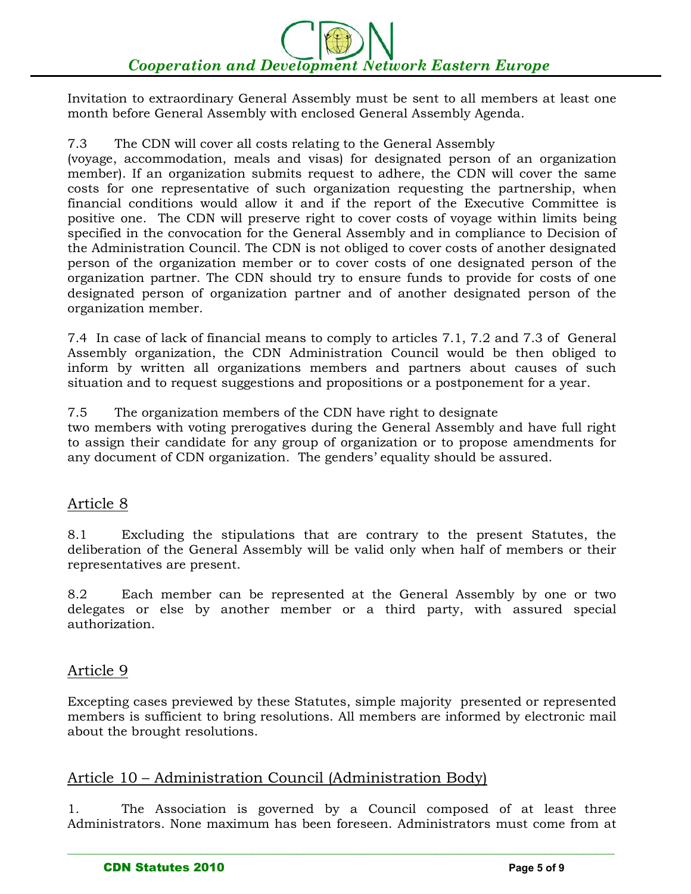Invitation to extraordinary General Assembly must be sent to all members at least one month before General Assembly with enclosed General Assembly Agenda.

7.3 The CDN will cover all costs relating to the General Assembly (voyage, accommodation, meals and visas) for designated person of an organization member). If an organization submits request to adhere, the CDN will cover the same costs for one representative of such organization requesting the partnership, when financial conditions would allow it and if the report of the Executive Committee is positive one. The CDN will preserve right to cover costs of voyage within limits being specified in the convocation for the General Assembly and in compliance to Decision of the Administration Council. The CDN is not obliged to cover costs of another designated person of the organization member or to cover costs of one designated person of the organization partner. The CDN should try to ensure funds to provide for costs of one designated person of organization partner and of another designated person of the organization member.

7.4 In case of lack of financial means to comply to articles 7.1, 7.2 and 7.3 of General Assembly organization, the CDN Administration Council would be then obliged to inform by written all organizations members and partners about causes of such situation and to request suggestions and propositions or a postponement for a year.

7.5 The organization members of the CDN have right to designate two members with voting prerogatives during the General Assembly and have full right to assign their candidate for any group of organization or to propose amendments for any document of CDN organization. The genders' equality should be assured.

## Article 8

8.1 Excluding the stipulations that are contrary to the present Statutes, the deliberation of the General Assembly will be valid only when half of members or their representatives are present.

8.2 Each member can be represented at the General Assembly by one or two delegates or else by another member or a third party, with assured special authorization.

## Article 9

Excepting cases previewed by these Statutes, simple majority presented or represented members is sufficient to bring resolutions. All members are informed by electronic mail about the brought resolutions.

## Article 10 – Administration Council (Administration Body)

1. The Association is governed by a Council composed of at least three Administrators. None maximum has been foreseen. Administrators must come from at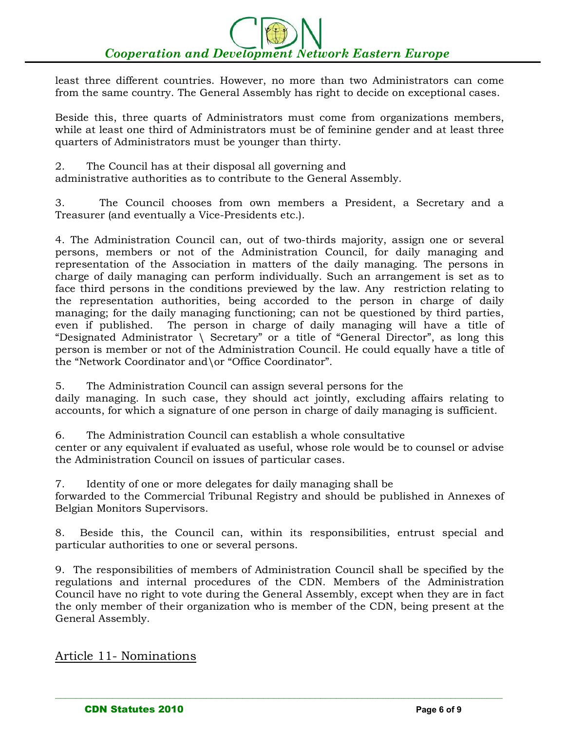least three different countries. However, no more than two Administrators can come from the same country. The General Assembly has right to decide on exceptional cases.

Beside this, three quarts of Administrators must come from organizations members, while at least one third of Administrators must be of feminine gender and at least three quarters of Administrators must be younger than thirty.

2. The Council has at their disposal all governing and administrative authorities as to contribute to the General Assembly.

3. The Council chooses from own members a President, a Secretary and a Treasurer (and eventually a Vice-Presidents etc.).

4. The Administration Council can, out of two-thirds majority, assign one or several persons, members or not of the Administration Council, for daily managing and representation of the Association in matters of the daily managing. The persons in charge of daily managing can perform individually. Such an arrangement is set as to face third persons in the conditions previewed by the law. Any restriction relating to the representation authorities, being accorded to the person in charge of daily managing; for the daily managing functioning; can not be questioned by third parties, even if published. The person in charge of daily managing will have a title of "Designated Administrator \ Secretary" or a title of "General Director", as long this person is member or not of the Administration Council. He could equally have a title of the "Network Coordinator and\or "Office Coordinator".

5. The Administration Council can assign several persons for the daily managing. In such case, they should act jointly, excluding affairs relating to accounts, for which a signature of one person in charge of daily managing is sufficient.

6. The Administration Council can establish a whole consultative center or any equivalent if evaluated as useful, whose role would be to counsel or advise the Administration Council on issues of particular cases.

7. Identity of one or more delegates for daily managing shall be forwarded to the Commercial Tribunal Registry and should be published in Annexes of Belgian Monitors Supervisors.

8. Beside this, the Council can, within its responsibilities, entrust special and particular authorities to one or several persons.

9. The responsibilities of members of Administration Council shall be specified by the regulations and internal procedures of the CDN. Members of the Administration Council have no right to vote during the General Assembly, except when they are in fact the only member of their organization who is member of the CDN, being present at the General Assembly.

## Article 11- Nominations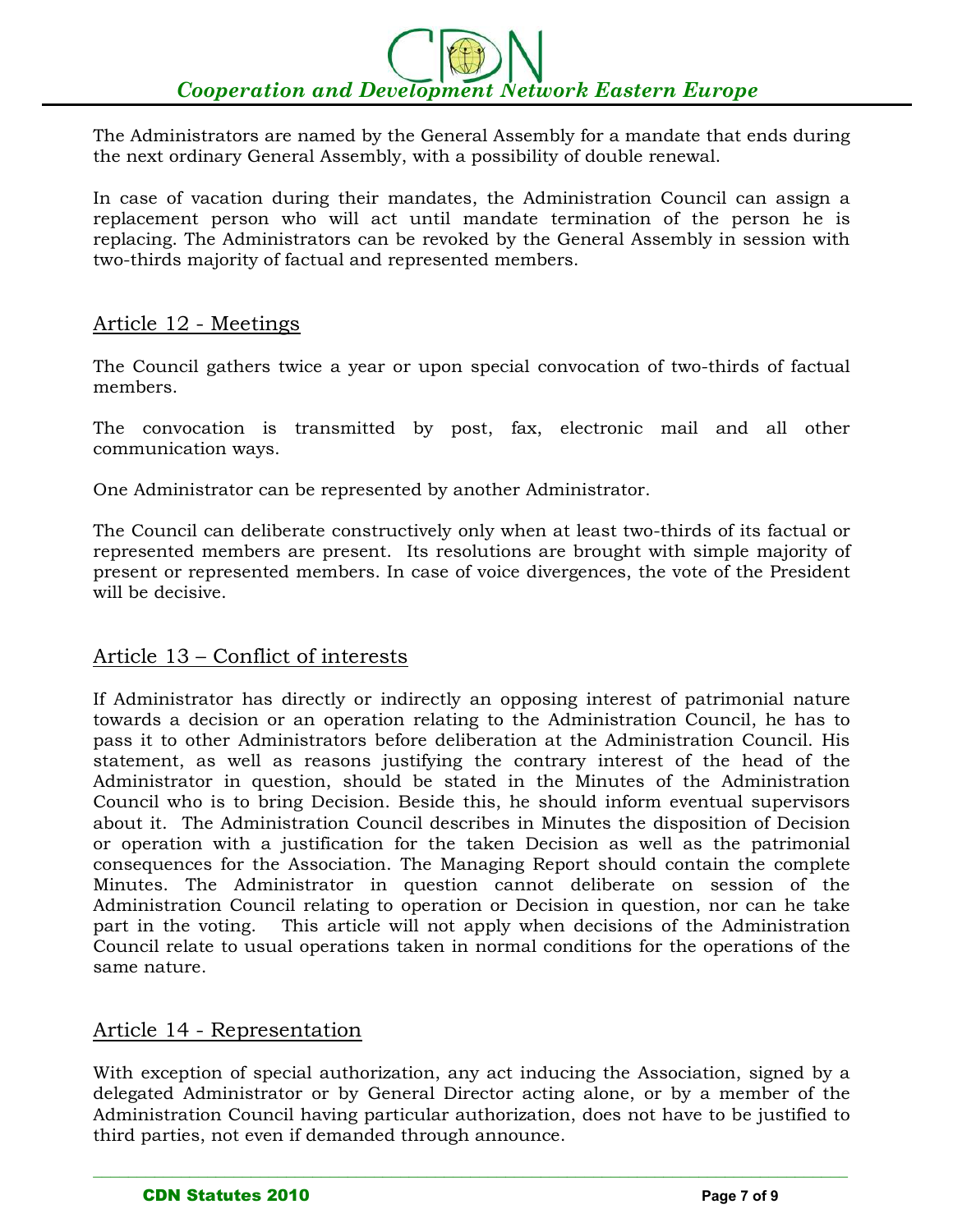The Administrators are named by the General Assembly for a mandate that ends during the next ordinary General Assembly, with a possibility of double renewal.

In case of vacation during their mandates, the Administration Council can assign a replacement person who will act until mandate termination of the person he is replacing. The Administrators can be revoked by the General Assembly in session with two-thirds majority of factual and represented members.

## Article 12 - Meetings

The Council gathers twice a year or upon special convocation of two-thirds of factual members.

The convocation is transmitted by post, fax, electronic mail and all other communication ways.

One Administrator can be represented by another Administrator.

The Council can deliberate constructively only when at least two-thirds of its factual or represented members are present. Its resolutions are brought with simple majority of present or represented members. In case of voice divergences, the vote of the President will be decisive.

## Article 13 – Conflict of interests

If Administrator has directly or indirectly an opposing interest of patrimonial nature towards a decision or an operation relating to the Administration Council, he has to pass it to other Administrators before deliberation at the Administration Council. His statement, as well as reasons justifying the contrary interest of the head of the Administrator in question, should be stated in the Minutes of the Administration Council who is to bring Decision. Beside this, he should inform eventual supervisors about it. The Administration Council describes in Minutes the disposition of Decision or operation with a justification for the taken Decision as well as the patrimonial consequences for the Association. The Managing Report should contain the complete Minutes. The Administrator in question cannot deliberate on session of the Administration Council relating to operation or Decision in question, nor can he take part in the voting. This article will not apply when decisions of the Administration Council relate to usual operations taken in normal conditions for the operations of the same nature.

## Article 14 - Representation

With exception of special authorization, any act inducing the Association, signed by a delegated Administrator or by General Director acting alone, or by a member of the Administration Council having particular authorization, does not have to be justified to third parties, not even if demanded through announce.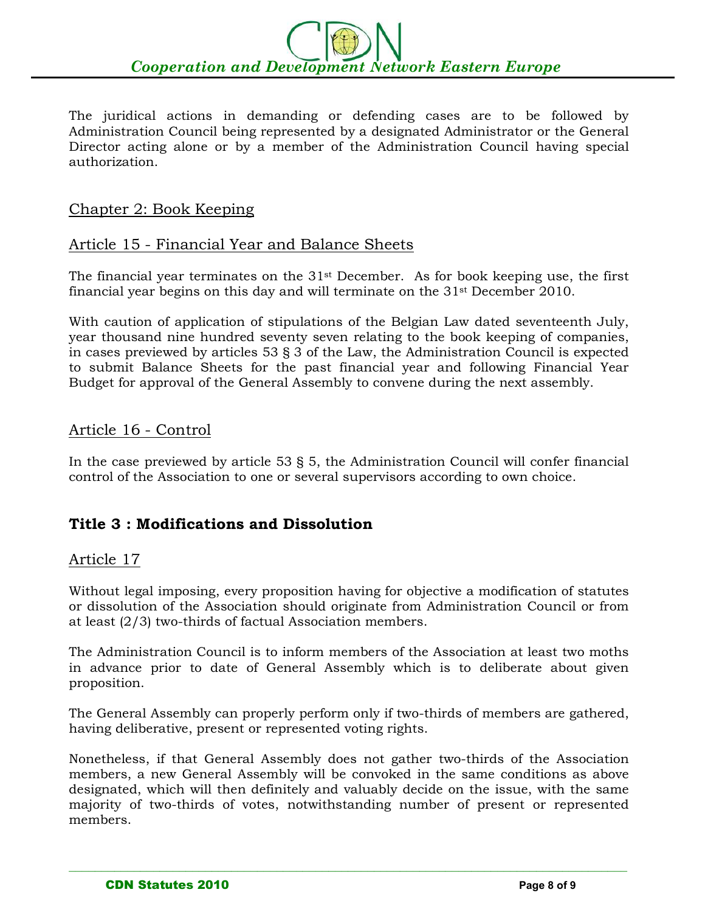The juridical actions in demanding or defending cases are to be followed by Administration Council being represented by a designated Administrator or the General Director acting alone or by a member of the Administration Council having special authorization.

## Chapter 2: Book Keeping

### Article 15 - Financial Year and Balance Sheets

The financial year terminates on the 31st December. As for book keeping use, the first financial year begins on this day and will terminate on the 31st December 2010.

With caution of application of stipulations of the Belgian Law dated seventeenth July, year thousand nine hundred seventy seven relating to the book keeping of companies, in cases previewed by articles 53 § 3 of the Law, the Administration Council is expected to submit Balance Sheets for the past financial year and following Financial Year Budget for approval of the General Assembly to convene during the next assembly.

### Article 16 - Control

In the case previewed by article 53 § 5, the Administration Council will confer financial control of the Association to one or several supervisors according to own choice.

# Title 3 : Modifications and Dissolution

### Article 17

Without legal imposing, every proposition having for objective a modification of statutes or dissolution of the Association should originate from Administration Council or from at least (2/3) two-thirds of factual Association members.

The Administration Council is to inform members of the Association at least two moths in advance prior to date of General Assembly which is to deliberate about given proposition.

The General Assembly can properly perform only if two-thirds of members are gathered, having deliberative, present or represented voting rights.

Nonetheless, if that General Assembly does not gather two-thirds of the Association members, a new General Assembly will be convoked in the same conditions as above designated, which will then definitely and valuably decide on the issue, with the same majority of two-thirds of votes, notwithstanding number of present or represented members.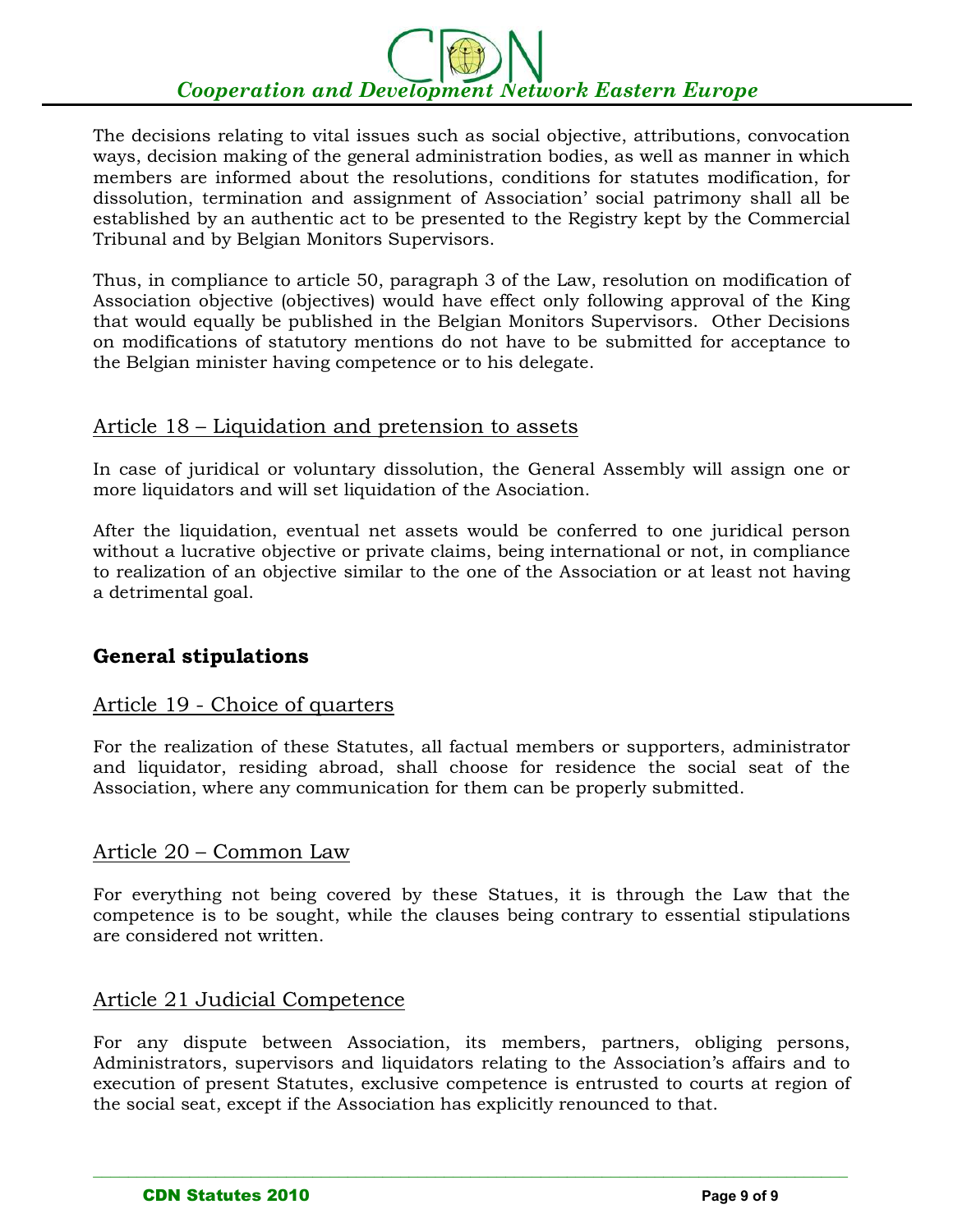The decisions relating to vital issues such as social objective, attributions, convocation ways, decision making of the general administration bodies, as well as manner in which members are informed about the resolutions, conditions for statutes modification, for dissolution, termination and assignment of Association' social patrimony shall all be established by an authentic act to be presented to the Registry kept by the Commercial Tribunal and by Belgian Monitors Supervisors.

Thus, in compliance to article 50, paragraph 3 of the Law, resolution on modification of Association objective (objectives) would have effect only following approval of the King that would equally be published in the Belgian Monitors Supervisors. Other Decisions on modifications of statutory mentions do not have to be submitted for acceptance to the Belgian minister having competence or to his delegate.

### Article 18 – Liquidation and pretension to assets

In case of juridical or voluntary dissolution, the General Assembly will assign one or more liquidators and will set liquidation of the Asociation.

After the liquidation, eventual net assets would be conferred to one juridical person without a lucrative objective or private claims, being international or not, in compliance to realization of an objective similar to the one of the Association or at least not having a detrimental goal.

## General stipulations

### Article 19 - Choice of quarters

For the realization of these Statutes, all factual members or supporters, administrator and liquidator, residing abroad, shall choose for residence the social seat of the Association, where any communication for them can be properly submitted.

### Article 20 – Common Law

For everything not being covered by these Statues, it is through the Law that the competence is to be sought, while the clauses being contrary to essential stipulations are considered not written.

### Article 21 Judicial Competence

For any dispute between Association, its members, partners, obliging persons, Administrators, supervisors and liquidators relating to the Association's affairs and to execution of present Statutes, exclusive competence is entrusted to courts at region of the social seat, except if the Association has explicitly renounced to that.